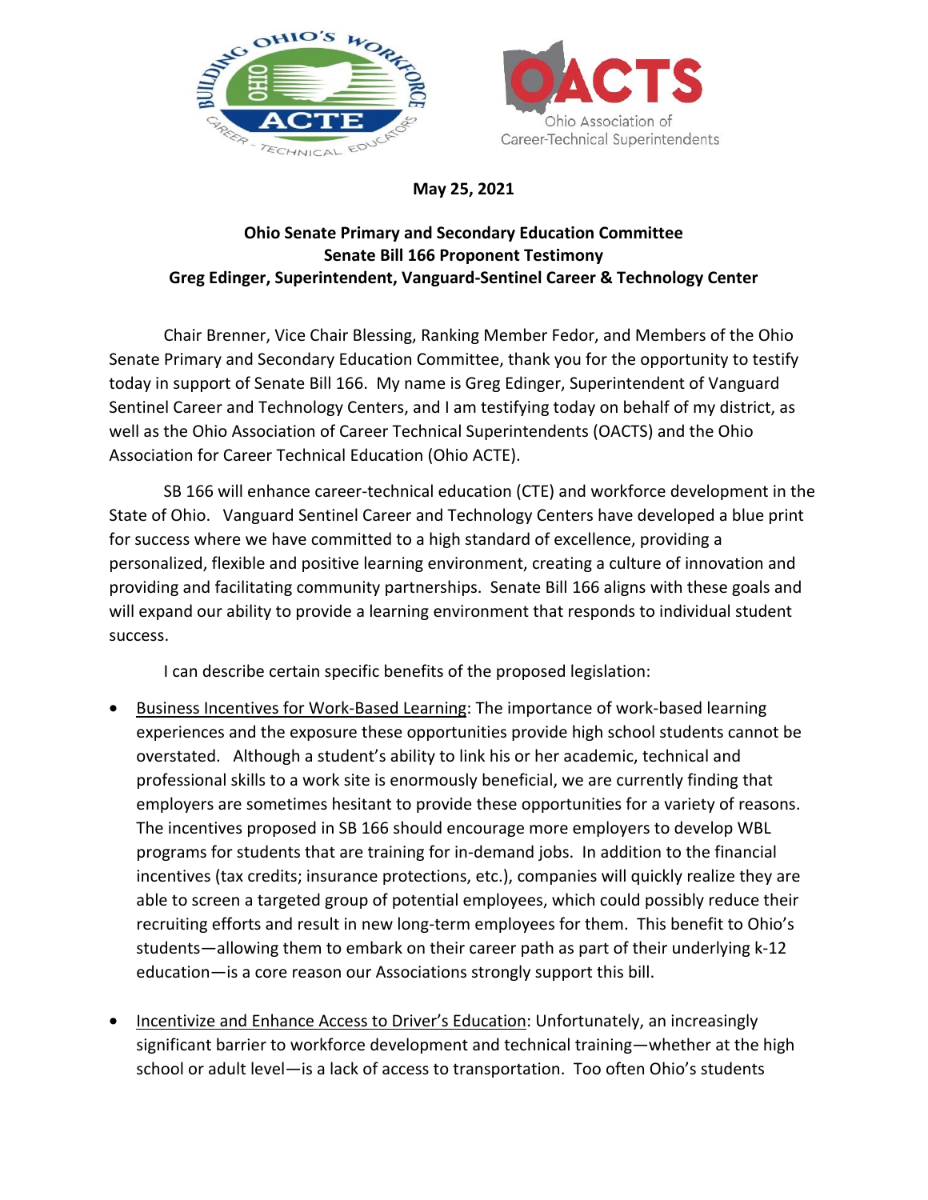**May 25, 2021**

**Ohio Senate Primary and Secondary Education Committee**
**Senate Bill 166 Proponent Testimony**
**Greg Edinger, Superintendent, Vanguard-Sentinel Career & Technology Center**

Chair Brenner, Vice Chair Blessing, Ranking Member Fedor, and Members of the Ohio Senate Primary and Secondary Education Committee, thank you for the opportunity to testify today in support of Senate Bill 166. My name is Greg Edinger, Superintendent of Vanguard Sentinel Career and Technology Centers, and I am testifying today on behalf of my district, as well as the Ohio Association of Career Technical Superintendents (OACTS) and the Ohio Association for Career Technical Education (Ohio ACTE).

SB 166 will enhance career-technical education (CTE) and workforce development in the State of Ohio. Vanguard Sentinel Career and Technology Centers have developed a blue print for success where we have committed to a high standard of excellence, providing a personalized, flexible and positive learning environment, creating a culture of innovation and providing and facilitating community partnerships. Senate Bill 166 aligns with these goals and will expand our ability to provide a learning environment that responds to individual student success.

I can describe certain specific benefits of the proposed legislation:

- Business Incentives for Work-Based Learning: The importance of work-based learning experiences and the exposure these opportunities provide high school students cannot be overstated. Although a student's ability to link his or her academic, technical and professional skills to a work site is enormously beneficial, we are currently finding that employers are sometimes hesitant to provide these opportunities for a variety of reasons. The incentives proposed in SB 166 should encourage more employers to develop WBL programs for students that are training for in-demand jobs. In addition to the financial incentives (tax credits; insurance protections, etc.), companies will quickly realize they are able to screen a targeted group of potential employees, which could possibly reduce their recruiting efforts and result in new long-term employees for them. This benefit to Ohio's students—allowing them to embark on their career path as part of their underlying k-12 education—is a core reason our Associations strongly support this bill.

- Incentivize and Enhance Access to Driver's Education: Unfortunately, an increasingly significant barrier to workforce development and technical training—whether at the high school or adult level—is a lack of access to transportation. Too often Ohio's students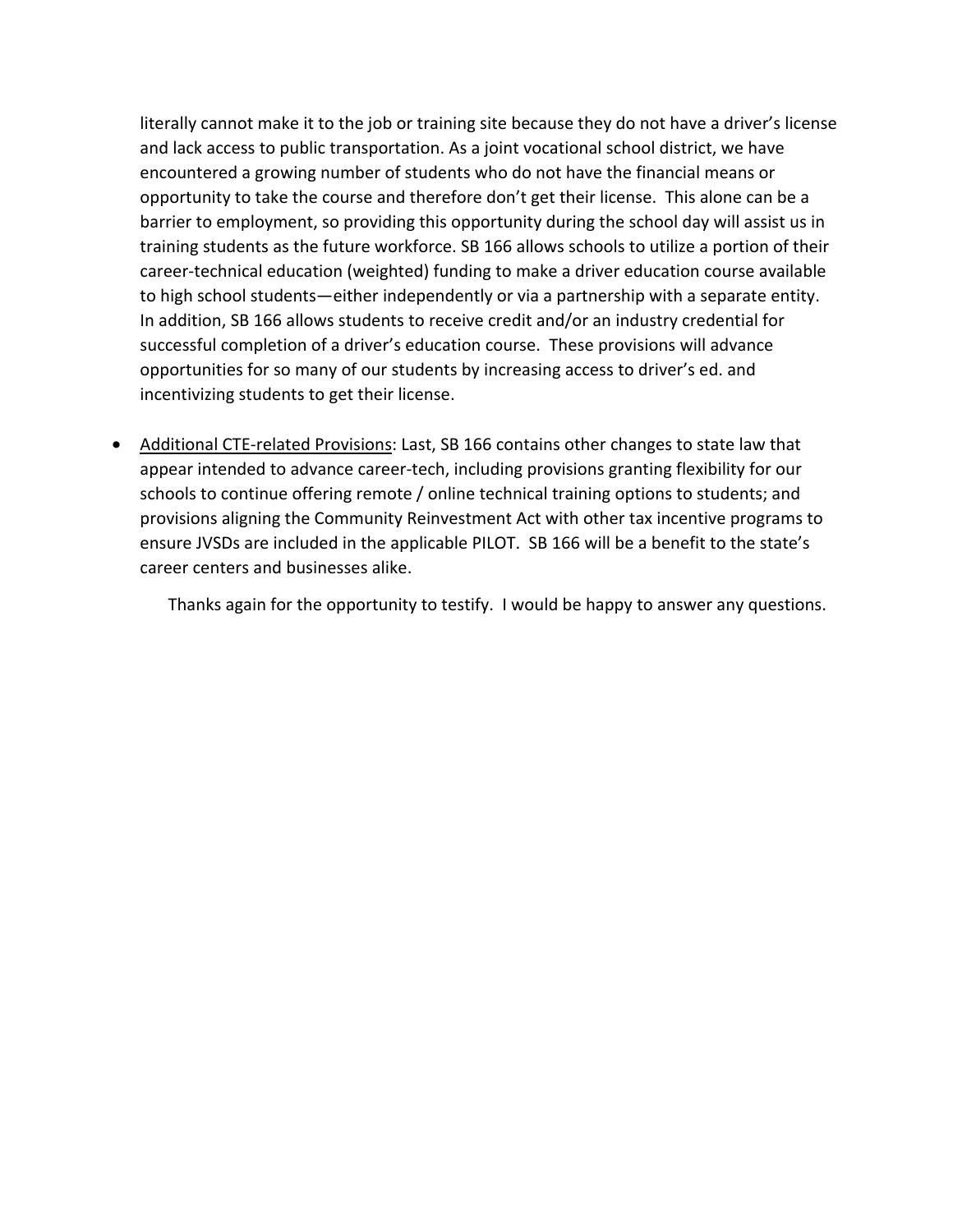literally cannot make it to the job or training site because they do not have a driver's license and lack access to public transportation. As a joint vocational school district, we have encountered a growing number of students who do not have the financial means or opportunity to take the course and therefore don't get their license. This alone can be a barrier to employment, so providing this opportunity during the school day will assist us in training students as the future workforce. SB 166 allows schools to utilize a portion of their career-technical education (weighted) funding to make a driver education course available to high school students—either independently or via a partnership with a separate entity. In addition, SB 166 allows students to receive credit and/or an industry credential for successful completion of a driver's education course. These provisions will advance opportunities for so many of our students by increasing access to driver's ed. and incentivizing students to get their license.

- <u>Additional CTE-related Provisions</u>: Last, SB 166 contains other changes to state law that appear intended to advance career-tech, including provisions granting flexibility for our schools to continue offering remote / online technical training options to students; and provisions aligning the Community Reinvestment Act with other tax incentive programs to ensure JVSDs are included in the applicable PILOT. SB 166 will be a benefit to the state's career centers and businesses alike.

Thanks again for the opportunity to testify. I would be happy to answer any questions.